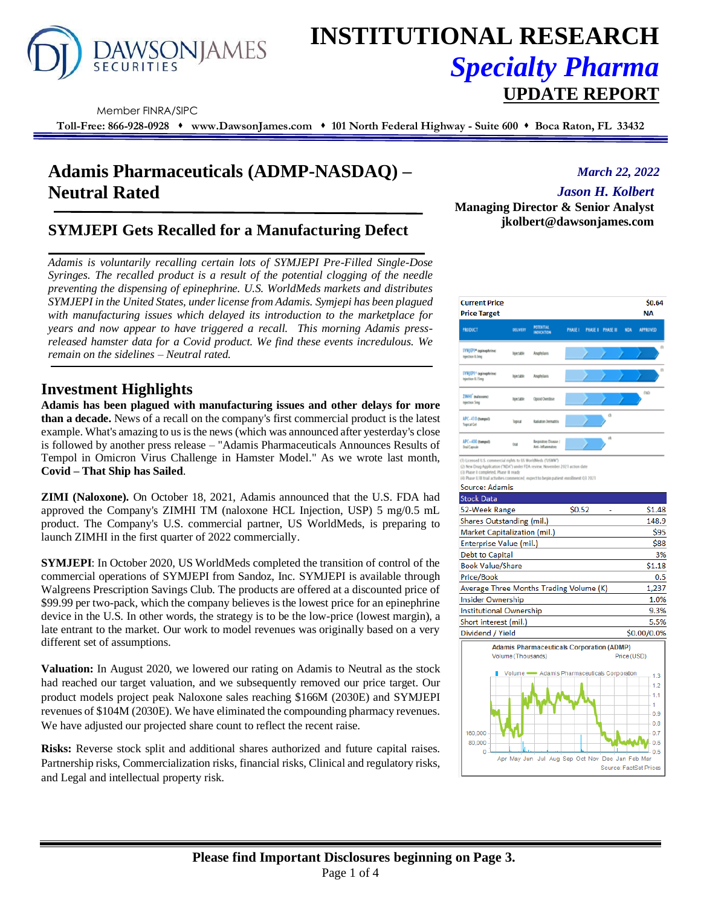# INSTITUTIONAL RESEARCH
## *Specialty Pharma*
## UPDATE REPORT

Member FINRA/SIPC

Toll-Free: 866-928-0928 ♦ www.DawsonJames.com ♦ 101 North Federal Highway - Suite 600 ♦ Boca Raton, FL 33432

# Adamis Pharmaceuticals (ADMP-NASDAQ) – Neutral Rated

*March 22, 2022*

*Jason H. Kolbert*
**Managing Director & Senior Analyst**
**jkolbert@dawsonjames.com**

## SYMJEPI Gets Recalled for a Manufacturing Defect

*Adamis is voluntarily recalling certain lots of SYMJEPI Pre-Filled Single-Dose Syringes. The recalled product is a result of the potential clogging of the needle preventing the dispensing of epinephrine. U.S. WorldMeds markets and distributes SYMJEPI in the United States, under license from Adamis. Symjepi has been plagued with manufacturing issues which delayed its introduction to the marketplace for years and now appear to have triggered a recall. This morning Adamis press-released hamster data for a Covid product. We find these events incredulous. We remain on the sidelines – Neutral rated.*

## Investment Highlights

**Adamis has been plagued with manufacturing issues and other delays for more than a decade.** News of a recall on the company's first commercial product is the latest example. What's amazing to us is the news (which was announced after yesterday's close is followed by another press release – "Adamis Pharmaceuticals Announces Results of Tempol in Omicron Virus Challenge in Hamster Model." As we wrote last month, **Covid – That Ship has Sailed**.

**ZIMI (Naloxone).** On October 18, 2021, Adamis announced that the U.S. FDA had approved the Company's ZIMHI TM (naloxone HCL Injection, USP) 5 mg/0.5 mL product. The Company's U.S. commercial partner, US WorldMeds, is preparing to launch ZIMHI in the first quarter of 2022 commercially.

**SYMJEPI**: In October 2020, US WorldMeds completed the transition of control of the commercial operations of SYMJEPI from Sandoz, Inc. SYMJEPI is available through Walgreens Prescription Savings Club. The products are offered at a discounted price of $99.99 per two-pack, which the company believes is the lowest price for an epinephrine device in the U.S. In other words, the strategy is to be the low-price (lowest margin), a late entrant to the market. Our work to model revenues was originally based on a very different set of assumptions.

**Valuation:** In August 2020, we lowered our rating on Adamis to Neutral as the stock had reached our target valuation, and we subsequently removed our price target. Our product models project peak Naloxone sales reaching $166M (2030E) and SYMJEPI revenues of $104M (2030E). We have eliminated the compounding pharmacy revenues. We have adjusted our share count to reflect the recent raise.

**Risks:** Reverse stock split and additional shares authorized and future capital raises. Partnership risks, Commercialization risks, financial risks, Clinical and regulatory risks, and Legal and intellectual property risk.

| | |
|---|---|
| **Current Price** | **$0.64** |
| **Price Target** | **NA** |

| PRODUCT | DELIVERY | POTENTIAL INDICATION | Stage |
|---|---|---|---|
| SYMJEPI (epinephrine) Injection 0.3mg | Injectable | Anaphylaxis | Approved (1) |
| SYMJEPI (epinephrine) Injection 0.15mg | Injectable | Anaphylaxis | Approved (1) |
| ZIMHI (naloxone) Injection 5mg | Injectable | Opioid Overdose | NDA (1)(2) |
| APC-410 (tempol) Topical Gel | Topical | Radiation Dermatitis | Phase II (3) |
| APC-400 (tempol) Oral Capsule | Oral | Respiratory Disease / Anti-Inflammatory | Phase II (4) |

(1) Licensed U.S. commercial rights to US WorldMeds ("USWM")
(2) New Drug Application ("NDA") under FDA review, November 2021 action date
(3) Phase II completed, Phase III ready
(4) Phase II/III trial activities commenced; expect to begin patient enrollment Q3 2021

Source: Adamis

| Stock Data | |
|---|---|
| 52-Week Range | $0.52 - $1.48 |
| Shares Outstanding (mil.) | 148.9 |
| Market Capitalization (mil.) | $95 |
| Enterprise Value (mil.) | $88 |
| Debt to Capital | 3% |
| Book Value/Share | $1.18 |
| Price/Book | 0.5 |
| Average Three Months Trading Volume (K) | 1,237 |
| Insider Ownership | 1.0% |
| Institutional Ownership | 9.3% |
| Short interest (mil.) | 5.5% |
| Dividend / Yield | $0.00/0.0% |

Adamis Pharmaceuticals Corporation (ADMP)
Volume (Thousands) / Price (USD)
Source: FactSet Prices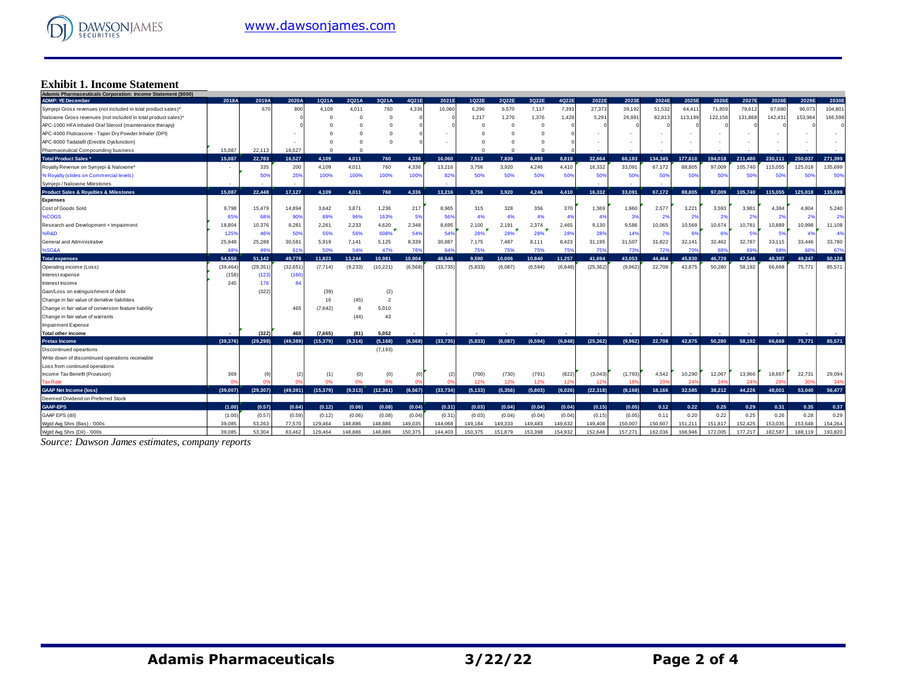## Exhibit 1. Income Statement

| Adamis Pharmaceuticals Corporation: Income Statement ($000) ADMP: YE December | 2018A | 2019A | 2020A | 1Q21A | 2Q21A | 3Q21A | 4Q21E | 2021E | 1Q22E | 2Q22E | 3Q22E | 4Q22E | 2022E | 2023E | 2024E | 2025E | 2026E | 2027E | 2028E | 2029E | 2030E |
|---|---|---|---|---|---|---|---|---|---|---|---|---|---|---|---|---|---|---|---|---|---|
| Symjepi Gross revenues (not included in total product sales)* | | 670 | 800 | 4,109 | 4,011 | 760 | 4,336 | 16,060 | 6,296 | 6,570 | 7,117 | 7,391 | 27,373 | 39,192 | 51,532 | 64,411 | 71,859 | 79,612 | 87,680 | 96,073 | 104,801 |
| Naloxone Gross revenues (not included in total product sales)* | | | 0 | 0 | 0 | 0 | 0 | 0 | 1,217 | 1,270 | 1,376 | 1,428 | 5,291 | 26,991 | 82,813 | 113,199 | 122,158 | 131,868 | 142,431 | 153,964 | 166,598 |
| APC-1000 HFA Inhaled Oral Steroid (maintenance therapy) | | | 0 | 0 | 0 | 0 | 0 | 0 | 0 | 0 | 0 | 0 | 0 | 0 | 0 | 0 | 0 | 0 | 0 | 0 | 0 |
| APC-4000 Fluticasone - Taper Dry Powder Inhaler (DPI) | | | - | 0 | 0 | 0 | 0 | - | 0 | 0 | 0 | 0 | - | - | - | - | - | - | - | - | - |
| APC-8000 Tadalafil (Erectile Dysfunction) | | | - | 0 | 0 | 0 | 0 | - | 0 | 0 | 0 | 0 | - | - | - | - | - | - | - | - | - |
| Pharmaceutical Compounding business | 15,087 | 22,113 | 16,527 | 0 | 0 | | | | 0 | 0 | 0 | 0 | - | - | - | - | - | - | - | - | - |
| **Total Product Sales *** | **15,087** | **22,783** | **16,527** | **4,109** | **4,011** | **760** | **4,336** | **16,060** | **7,513** | **7,839** | **8,493** | **8,819** | **32,664** | **66,183** | **134,345** | **177,610** | **194,018** | **211,480** | **230,111** | **250,037** | **271,399** |
| Royalty Revenue on Symjepi & Naloxone* | - | 335 | 200 | 4,109 | 4,011 | 760 | 4,336 | 13,216 | 3,756 | 3,920 | 4,246 | 4,410 | 16,332 | 33,091 | 67,172 | 88,805 | 97,009 | 105,740 | 115,055 | 125,018 | 135,699 |
| % Royalty (slides on Commercial levels) | | 50% | 25% | 100% | 100% | 100% | 100% | 82% | 50% | 50% | 50% | 50% | 50% | 50% | 50% | 50% | 50% | 50% | 50% | 50% | 50% |
| Symjepi / Naloxone Milestones | - | | - | | | | | - | | | | | - | - | - | | | | | | |
| **Product Sales & Royalties & Milestones** | **15,087** | **22,448** | **17,127** | **4,109** | **4,011** | **760** | **4,336** | **13,216** | **3,756** | **3,920** | **4,246** | **4,410** | **16,332** | **33,091** | **67,172** | **88,805** | **97,009** | **105,740** | **115,055** | **125,018** | **135,699** |
| **Expenses** | | | | | | | | | | | | | | | | | | | | | |
| Cost of Goods Sold | 9,798 | 15,479 | 14,894 | 3,642 | 3,871 | 1,236 | 217 | 8,965 | 315 | 328 | 356 | 370 | 1,369 | 1,960 | 2,577 | 3,221 | 3,593 | 3,981 | 4,384 | 4,804 | 5,240 |
| %COGS | 65% | 68% | 90% | 89% | 96% | 163% | 5% | 56% | 4% | 4% | 4% | 4% | 4% | 3% | 2% | 2% | 2% | 2% | 2% | 2% | 2% |
| Research and Development + Impairment | 18,804 | 10,376 | 8,281 | 2,261 | 2,233 | 4,620 | 2,348 | 8,695 | 2,100 | 2,191 | 2,374 | 2,465 | 9,130 | 9,586 | 10,065 | 10,569 | 10,674 | 10,781 | 10,889 | 10,998 | 11,108 |
| %R&D | 125% | 46% | 50% | 55% | 56% | 608% | 54% | 54% | 28% | 28% | 28% | 28% | 28% | 14% | 7% | 6% | 6% | 5% | 5% | 4% | 4% |
| General and Administrative | 25,948 | 25,288 | 30,581 | 5,919 | 7,141 | 5,125 | 8,339 | 30,887 | 7,175 | 7,487 | 8,111 | 8,423 | 31,195 | 31,507 | 31,822 | 32,141 | 32,462 | 32,787 | 33,115 | 33,446 | 33,780 |
| %SG&A | 48% | 49% | 61% | 50% | 54% | 47% | 76% | 64% | 75% | 75% | 75% | 75% | 75% | 73% | 72% | 70% | 69% | 69% | 68% | 68% | 67% |
| **Total expenses** | **54,550** | **51,142** | **49,778** | **11,823** | **13,244** | **10,981** | **10,904** | **48,546** | **9,590** | **10,006** | **10,840** | **11,257** | **41,694** | **43,053** | **44,464** | **45,930** | **46,729** | **47,548** | **48,387** | **49,247** | **50,128** |
| Operating income (Loss) | (39,464) | (29,351) | (32,651) | (7,714) | (9,233) | (10,221) | (6,568) | (33,735) | (5,833) | (6,087) | (6,594) | (6,848) | (25,362) | (9,962) | 22,708 | 42,875 | 50,280 | 58,192 | 66,668 | 75,771 | 85,571 |
| Interest expense | (158) | (123) | (160) | | | | | | | | | | | | | | | | | | |
| Interest Income | 245 | 176 | 84 | | | | | | | | | | | | | | | | | | |
| Gain/Loss on extinguishment of debt | | (322) | | (39) | | (2) | | | | | | | | | | | | | | | |
| Change in fair value of derivitive liabilities | | | | 16 | (45) | 2 | | | | | | | | | | | | | | | |
| Change in fair value of conversion feature liability | | | 465 | (7,642) | 8 | 5,010 | | | | | | | | | | | | | | | |
| Change in fair value of warrants | | | | | (44) | 43 | | | | | | | | | | | | | | | |
| Impairment Expense | | | | | | | | | | | | | | | | | | | | | |
| **Total other income** | **-** | **(322)** | **465** | **(7,665)** | **(81)** | **5,052** | **-** | **-** | **-** | **-** | **-** | **-** | **-** | **-** | **-** | **-** | **-** | **-** | **-** | **-** | **-** |
| **Pretax Income** | **(39,376)** | **(29,298)** | **(49,389)** | **(15,379)** | **(9,314)** | **(5,168)** | **(6,568)** | **(33,735)** | **(5,833)** | **(6,087)** | **(6,594)** | **(6,848)** | **(25,362)** | **(9,962)** | **22,708** | **42,875** | **50,280** | **58,192** | **66,668** | **75,771** | **85,571** |
| Discontinued opeartions | | | | | | (7,193) | | | | | | | | | | | | | | | |
| Write down of discontinued operations receivable | | | | | | | | | | | | | | | | | | | | | |
| Loss from continued operations | | | | | | | | | | | | | | | | | | | | | |
| Income Tax Benefit (Provision) | 369 | (9) | (2) | (1) | (0) | (0) | (0) | (2) | (700) | (730) | (791) | (822) | (3,043) | (1,793) | 4,542 | 10,290 | 12,067 | 13,966 | 18,667 | 22,731 | 29,094 |
| Tax Rate | 0% | 0% | 0% | 0% | 0% | 0% | 0% | 0% | 12% | 12% | 12% | 12% | 12% | 18% | 20% | 24% | 24% | 24% | 28% | 30% | 34% |
| **GAAP Net Income (loss)** | **(39,007)** | **(29,307)** | **(49,391)** | **(15,379)** | **(9,313)** | **(12,361)** | **(6,567)** | **(33,734)** | **(5,133)** | **(5,356)** | **(5,803)** | **(6,026)** | **(22,318)** | **(8,168)** | **18,166** | **32,585** | **38,212** | **44,226** | **48,001** | **53,040** | **56,477** |
| Deemed Dividend on Preferred Stock | | | | | | | | | | | | | | | | | | | | | |
| **GAAP-EPS** | **(1.00)** | **(0.57)** | **(0.64)** | **(0.12)** | **(0.06)** | **(0.08)** | **(0.04)** | **(0.31)** | **(0.03)** | **(0.04)** | **(0.04)** | **(0.04)** | **(0.15)** | **(0.05)** | **0.12** | **0.22** | **0.25** | **0.29** | **0.31** | **0.35** | **0.37** |
| GAAP EPS (dil) | (1.00) | (0.57) | (0.59) | (0.12) | (0.06) | (0.08) | (0.04) | (0.31) | (0.03) | (0.04) | (0.04) | (0.04) | (0.15) | (0.05) | 0.11 | 0.20 | 0.22 | 0.25 | 0.26 | 0.28 | 0.29 |
| Wgtd Avg Shrs (Bas) - '000s | 39,085 | 53,263 | 77,570 | 129,464 | 148,886 | 148,886 | 149,035 | 144,068 | 149,184 | 149,333 | 149,483 | 149,632 | 149,408 | 150,007 | 150,607 | 151,211 | 151,817 | 152,425 | 153,035 | 153,648 | 154,264 |
| Wgtd Avg Shrs (Dil) - '000s | 39,085 | 53,304 | 83,462 | 129,464 | 148,886 | 148,886 | 150,375 | 144,403 | 150,375 | 151,879 | 153,398 | 154,932 | 152,646 | 157,271 | 162,036 | 166,946 | 172,005 | 177,217 | 182,587 | 188,119 | 193,820 |

*Source: Dawson James estimates, company reports*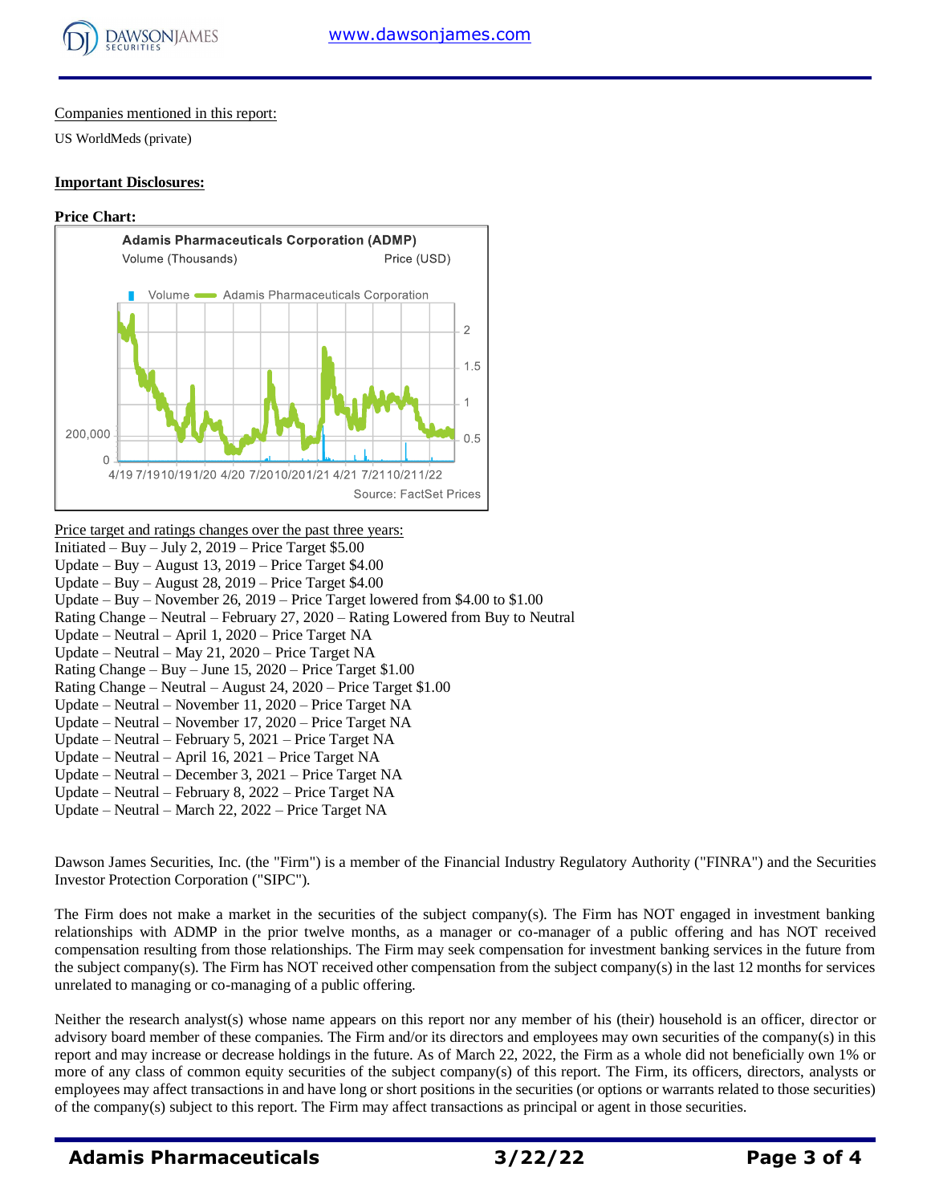Companies mentioned in this report:

US WorldMeds (private)

**Important Disclosures:**

**Price Chart:**

Price target and ratings changes over the past three years:

Initiated – Buy – July 2, 2019 – Price Target $5.00
Update – Buy – August 13, 2019 – Price Target $4.00
Update – Buy – August 28, 2019 – Price Target $4.00
Update – Buy – November 26, 2019 – Price Target lowered from $4.00 to $1.00
Rating Change – Neutral – February 27, 2020 – Rating Lowered from Buy to Neutral
Update – Neutral – April 1, 2020 – Price Target NA
Update – Neutral – May 21, 2020 – Price Target NA
Rating Change – Buy – June 15, 2020 – Price Target $1.00
Rating Change – Neutral – August 24, 2020 – Price Target $1.00
Update – Neutral – November 11, 2020 – Price Target NA
Update – Neutral – November 17, 2020 – Price Target NA
Update – Neutral – February 5, 2021 – Price Target NA
Update – Neutral – April 16, 2021 – Price Target NA
Update – Neutral – December 3, 2021 – Price Target NA
Update – Neutral – February 8, 2022 – Price Target NA
Update – Neutral – March 22, 2022 – Price Target NA

Dawson James Securities, Inc. (the "Firm") is a member of the Financial Industry Regulatory Authority ("FINRA") and the Securities Investor Protection Corporation ("SIPC").

The Firm does not make a market in the securities of the subject company(s). The Firm has NOT engaged in investment banking relationships with ADMP in the prior twelve months, as a manager or co-manager of a public offering and has NOT received compensation resulting from those relationships. The Firm may seek compensation for investment banking services in the future from the subject company(s). The Firm has NOT received other compensation from the subject company(s) in the last 12 months for services unrelated to managing or co-managing of a public offering.

Neither the research analyst(s) whose name appears on this report nor any member of his (their) household is an officer, director or advisory board member of these companies. The Firm and/or its directors and employees may own securities of the company(s) in this report and may increase or decrease holdings in the future. As of March 22, 2022, the Firm as a whole did not beneficially own 1% or more of any class of common equity securities of the subject company(s) of this report. The Firm, its officers, directors, analysts or employees may affect transactions in and have long or short positions in the securities (or options or warrants related to those securities) of the company(s) subject to this report. The Firm may affect transactions as principal or agent in those securities.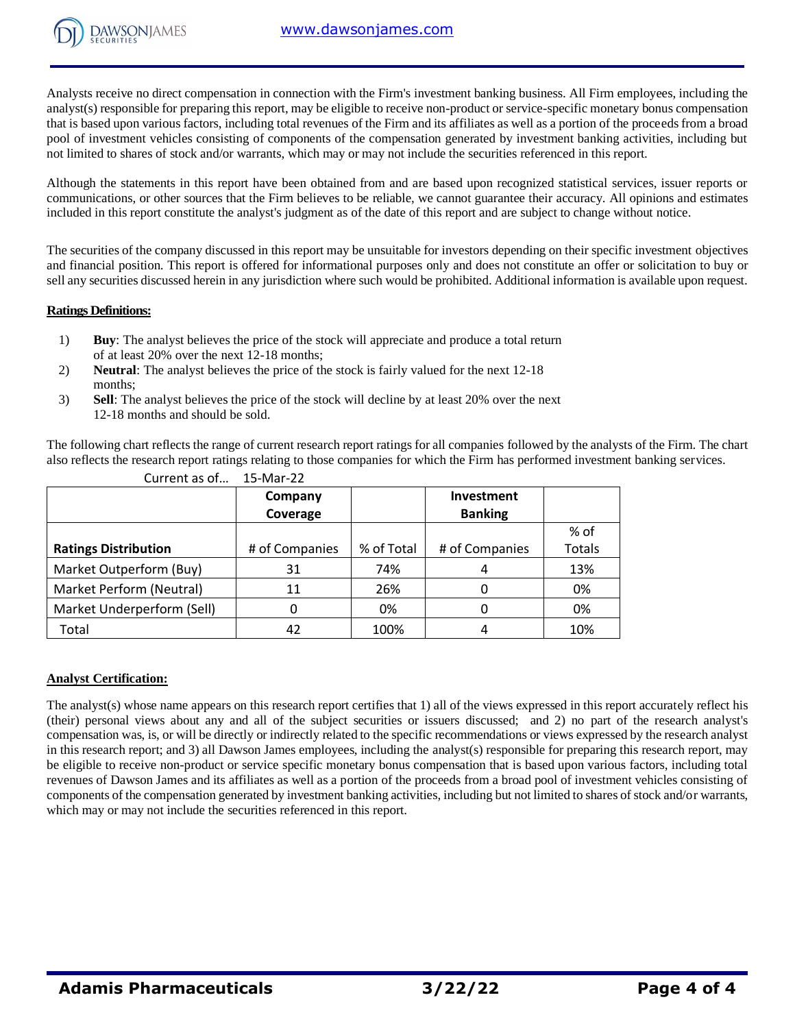Analysts receive no direct compensation in connection with the Firm's investment banking business. All Firm employees, including the analyst(s) responsible for preparing this report, may be eligible to receive non-product or service-specific monetary bonus compensation that is based upon various factors, including total revenues of the Firm and its affiliates as well as a portion of the proceeds from a broad pool of investment vehicles consisting of components of the compensation generated by investment banking activities, including but not limited to shares of stock and/or warrants, which may or may not include the securities referenced in this report.

Although the statements in this report have been obtained from and are based upon recognized statistical services, issuer reports or communications, or other sources that the Firm believes to be reliable, we cannot guarantee their accuracy. All opinions and estimates included in this report constitute the analyst's judgment as of the date of this report and are subject to change without notice.

The securities of the company discussed in this report may be unsuitable for investors depending on their specific investment objectives and financial position. This report is offered for informational purposes only and does not constitute an offer or solicitation to buy or sell any securities discussed herein in any jurisdiction where such would be prohibited. Additional information is available upon request.

**Ratings Definitions:**

1) **Buy**: The analyst believes the price of the stock will appreciate and produce a total return of at least 20% over the next 12-18 months;
2) **Neutral**: The analyst believes the price of the stock is fairly valued for the next 12-18 months;
3) **Sell**: The analyst believes the price of the stock will decline by at least 20% over the next 12-18 months and should be sold.

The following chart reflects the range of current research report ratings for all companies followed by the analysts of the Firm. The chart also reflects the research report ratings relating to those companies for which the Firm has performed investment banking services.

Current as of... 15-Mar-22

| | Company Coverage | | Investment Banking | |
|---|---|---|---|---|
| **Ratings Distribution** | # of Companies | % of Total | # of Companies | % of Totals |
| Market Outperform (Buy) | 31 | 74% | 4 | 13% |
| Market Perform (Neutral) | 11 | 26% | 0 | 0% |
| Market Underperform (Sell) | 0 | 0% | 0 | 0% |
| Total | 42 | 100% | 4 | 10% |

**Analyst Certification:**

The analyst(s) whose name appears on this research report certifies that 1) all of the views expressed in this report accurately reflect his (their) personal views about any and all of the subject securities or issuers discussed; and 2) no part of the research analyst's compensation was, is, or will be directly or indirectly related to the specific recommendations or views expressed by the research analyst in this research report; and 3) all Dawson James employees, including the analyst(s) responsible for preparing this research report, may be eligible to receive non-product or service specific monetary bonus compensation that is based upon various factors, including total revenues of Dawson James and its affiliates as well as a portion of the proceeds from a broad pool of investment vehicles consisting of components of the compensation generated by investment banking activities, including but not limited to shares of stock and/or warrants, which may or may not include the securities referenced in this report.